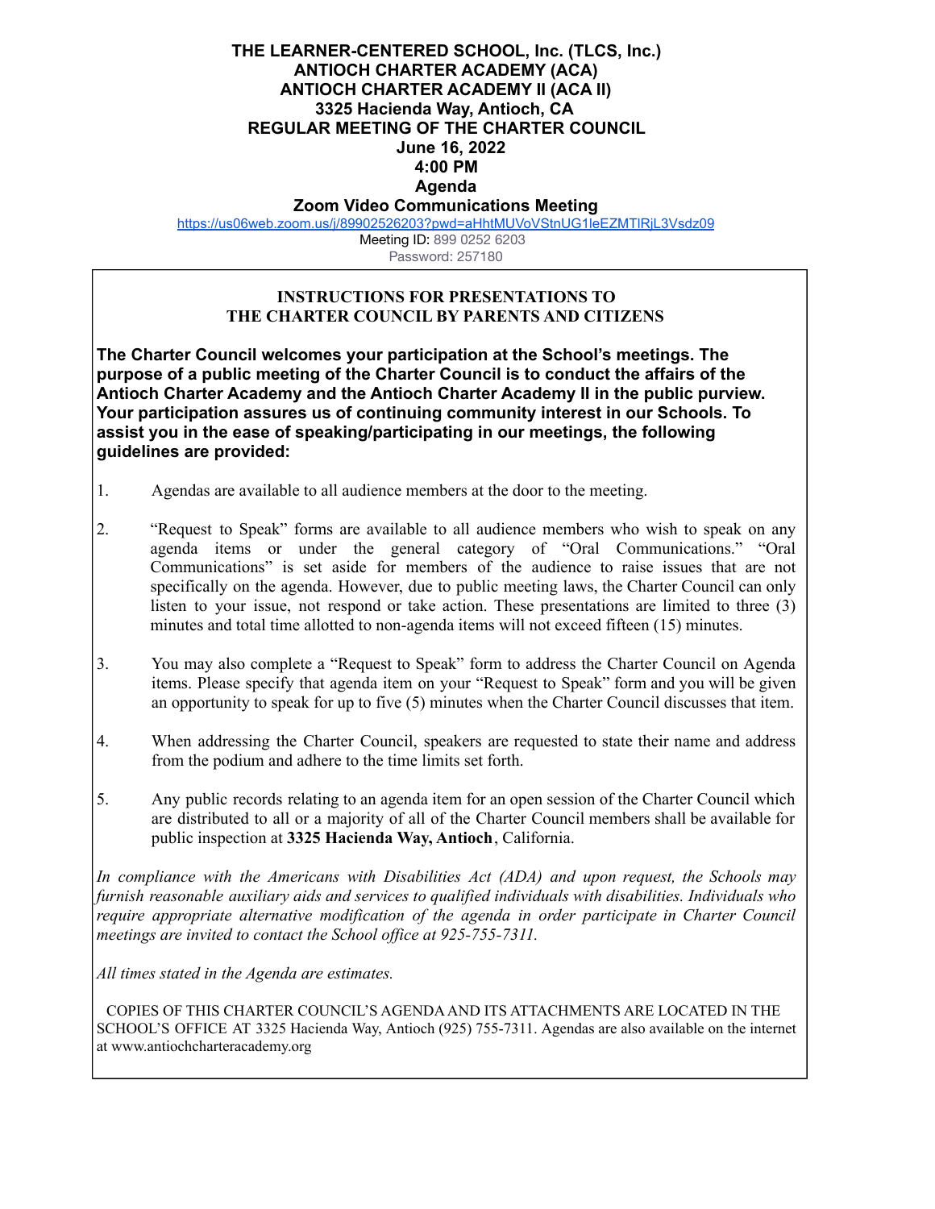# THE LEARNER-CENTERED SCHOOL, Inc. (TLCS, Inc.)
# ANTIOCH CHARTER ACADEMY (ACA)
# ANTIOCH CHARTER ACADEMY II (ACA II)
# 3325 Hacienda Way, Antioch, CA
# REGULAR MEETING OF THE CHARTER COUNCIL
# June 16, 2022
# 4:00 PM
# Agenda

**Zoom Video Communications Meeting**

https://us06web.zoom.us/j/89902526203?pwd=aHhtMUVoVStnUG1leEZMTlRjL3Vsdz09

Meeting ID: 899 0252 6203

Password: 257180

## INSTRUCTIONS FOR PRESENTATIONS TO THE CHARTER COUNCIL BY PARENTS AND CITIZENS

**The Charter Council welcomes your participation at the School's meetings. The purpose of a public meeting of the Charter Council is to conduct the affairs of the Antioch Charter Academy and the Antioch Charter Academy II in the public purview. Your participation assures us of continuing community interest in our Schools. To assist you in the ease of speaking/participating in our meetings, the following guidelines are provided:**

1. Agendas are available to all audience members at the door to the meeting.

2. "Request to Speak" forms are available to all audience members who wish to speak on any agenda items or under the general category of "Oral Communications." "Oral Communications" is set aside for members of the audience to raise issues that are not specifically on the agenda. However, due to public meeting laws, the Charter Council can only listen to your issue, not respond or take action. These presentations are limited to three (3) minutes and total time allotted to non-agenda items will not exceed fifteen (15) minutes.

3. You may also complete a "Request to Speak" form to address the Charter Council on Agenda items. Please specify that agenda item on your "Request to Speak" form and you will be given an opportunity to speak for up to five (5) minutes when the Charter Council discusses that item.

4. When addressing the Charter Council, speakers are requested to state their name and address from the podium and adhere to the time limits set forth.

5. Any public records relating to an agenda item for an open session of the Charter Council which are distributed to all or a majority of all of the Charter Council members shall be available for public inspection at **3325 Hacienda Way, Antioch**, California.

*In compliance with the Americans with Disabilities Act (ADA) and upon request, the Schools may furnish reasonable auxiliary aids and services to qualified individuals with disabilities. Individuals who require appropriate alternative modification of the agenda in order participate in Charter Council meetings are invited to contact the School office at 925-755-7311.*

*All times stated in the Agenda are estimates.*

COPIES OF THIS CHARTER COUNCIL'S AGENDA AND ITS ATTACHMENTS ARE LOCATED IN THE SCHOOL'S OFFICE AT 3325 Hacienda Way, Antioch (925) 755-7311. Agendas are also available on the internet at www.antiochcharteracademy.org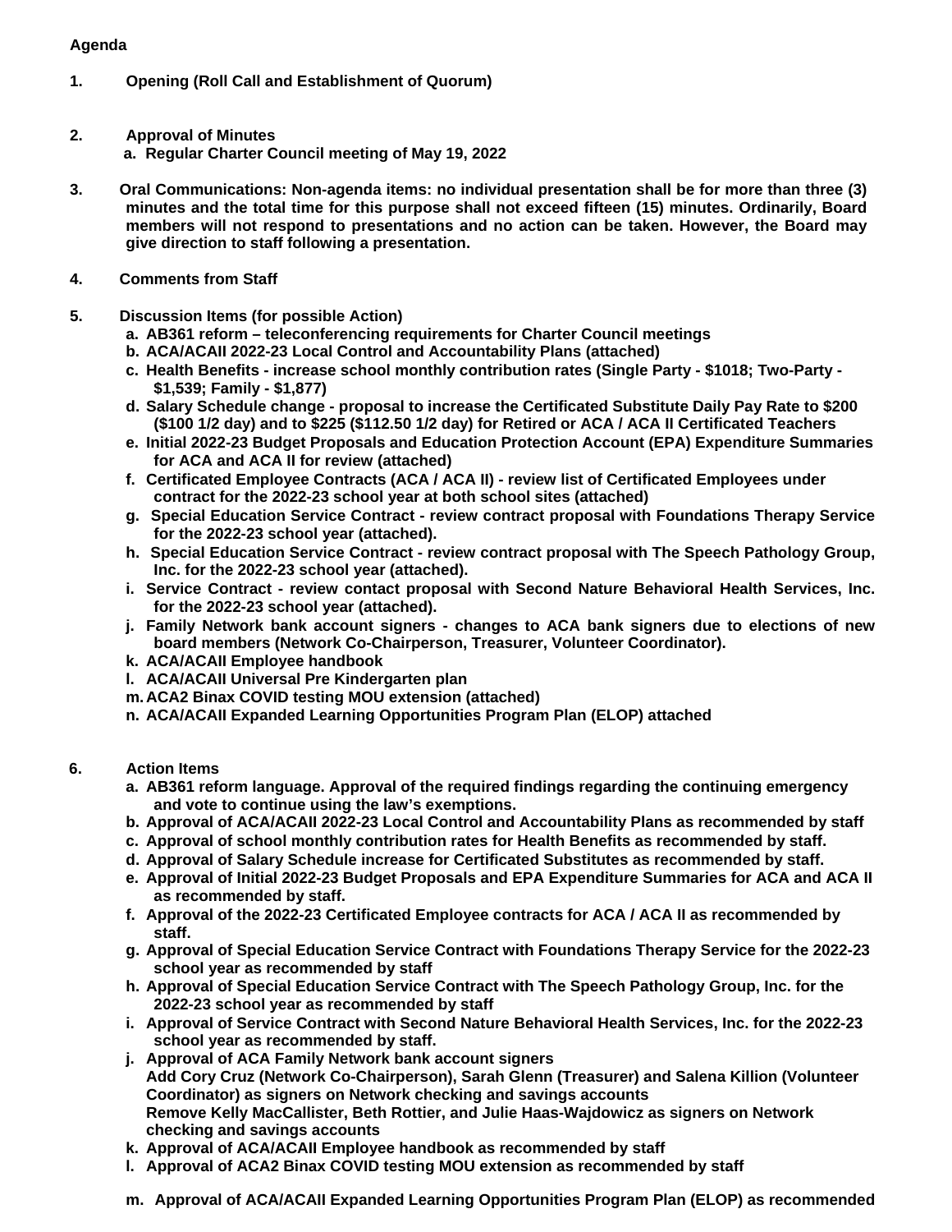**Agenda**

**1. Opening (Roll Call and Establishment of Quorum)**

**2. Approval of Minutes**
   **a. Regular Charter Council meeting of May 19, 2022**

**3. Oral Communications: Non-agenda items: no individual presentation shall be for more than three (3) minutes and the total time for this purpose shall not exceed fifteen (15) minutes. Ordinarily, Board members will not respond to presentations and no action can be taken. However, the Board may give direction to staff following a presentation.**

**4. Comments from Staff**

**5. Discussion Items (for possible Action)**
   **a. AB361 reform – teleconferencing requirements for Charter Council meetings**
   **b. ACA/ACAII 2022-23 Local Control and Accountability Plans (attached)**
   **c. Health Benefits - increase school monthly contribution rates (Single Party - $1018; Two-Party - $1,539; Family - $1,877)**
   **d. Salary Schedule change - proposal to increase the Certificated Substitute Daily Pay Rate to $200 ($100 1/2 day) and to $225 ($112.50 1/2 day) for Retired or ACA / ACA II Certificated Teachers**
   **e. Initial 2022-23 Budget Proposals and Education Protection Account (EPA) Expenditure Summaries for ACA and ACA II for review (attached)**
   **f. Certificated Employee Contracts (ACA / ACA II) - review list of Certificated Employees under contract for the 2022-23 school year at both school sites (attached)**
   **g. Special Education Service Contract - review contract proposal with Foundations Therapy Service for the 2022-23 school year (attached).**
   **h. Special Education Service Contract - review contract proposal with The Speech Pathology Group, Inc. for the 2022-23 school year (attached).**
   **i. Service Contract - review contact proposal with Second Nature Behavioral Health Services, Inc. for the 2022-23 school year (attached).**
   **j. Family Network bank account signers - changes to ACA bank signers due to elections of new board members (Network Co-Chairperson, Treasurer, Volunteer Coordinator).**
   **k. ACA/ACAII Employee handbook**
   **l. ACA/ACAII Universal Pre Kindergarten plan**
   **m. ACA2 Binax COVID testing MOU extension (attached)**
   **n. ACA/ACAII Expanded Learning Opportunities Program Plan (ELOP) attached**

**6. Action Items**
   **a. AB361 reform language. Approval of the required findings regarding the continuing emergency and vote to continue using the law's exemptions.**
   **b. Approval of ACA/ACAII 2022-23 Local Control and Accountability Plans as recommended by staff**
   **c. Approval of school monthly contribution rates for Health Benefits as recommended by staff.**
   **d. Approval of Salary Schedule increase for Certificated Substitutes as recommended by staff.**
   **e. Approval of Initial 2022-23 Budget Proposals and EPA Expenditure Summaries for ACA and ACA II as recommended by staff.**
   **f. Approval of the 2022-23 Certificated Employee contracts for ACA / ACA II as recommended by staff.**
   **g. Approval of Special Education Service Contract with Foundations Therapy Service for the 2022-23 school year as recommended by staff**
   **h. Approval of Special Education Service Contract with The Speech Pathology Group, Inc. for the 2022-23 school year as recommended by staff**
   **i. Approval of Service Contract with Second Nature Behavioral Health Services, Inc. for the 2022-23 school year as recommended by staff.**
   **j. Approval of ACA Family Network bank account signers**
   **Add Cory Cruz (Network Co-Chairperson), Sarah Glenn (Treasurer) and Salena Killion (Volunteer Coordinator) as signers on Network checking and savings accounts**
   **Remove Kelly MacCallister, Beth Rottier, and Julie Haas-Wajdowicz as signers on Network checking and savings accounts**
   **k. Approval of ACA/ACAII Employee handbook as recommended by staff**
   **l. Approval of ACA2 Binax COVID testing MOU extension as recommended by staff**

   **m. Approval of ACA/ACAII Expanded Learning Opportunities Program Plan (ELOP) as recommended**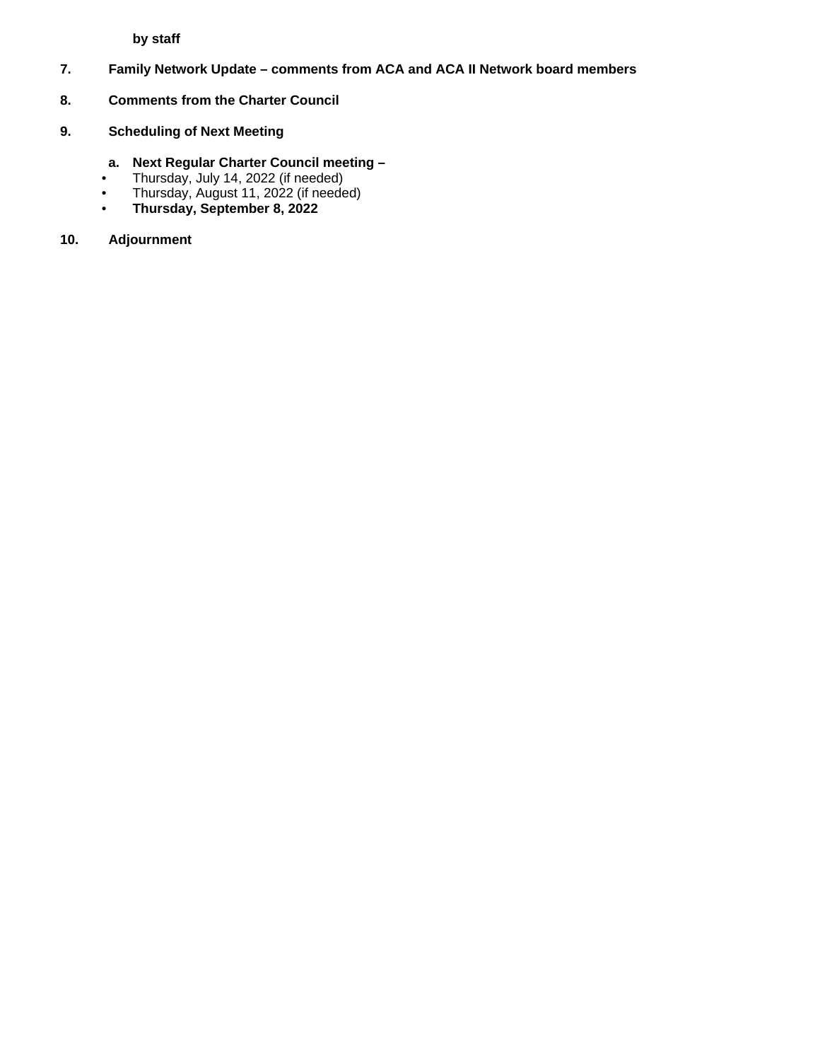**by staff**

**7. Family Network Update – comments from ACA and ACA II Network board members**

**8. Comments from the Charter Council**

**9. Scheduling of Next Meeting**

**a. Next Regular Charter Council meeting –**

- Thursday, July 14, 2022 (if needed)
- Thursday, August 11, 2022 (if needed)
- **Thursday, September 8, 2022**

**10. Adjournment**